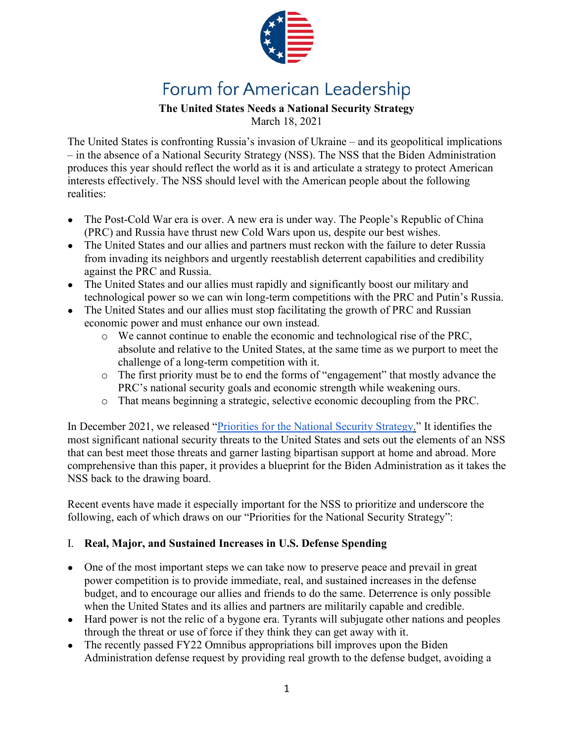# Forum for American Leadership

**The United States Needs a National Security Strategy**

March 18, 2021

The United States is confronting Russia's invasion of Ukraine – and its geopolitical implications – in the absence of a National Security Strategy (NSS). The NSS that the Biden Administration produces this year should reflect the world as it is and articulate a strategy to protect American interests effectively. The NSS should level with the American people about the following realities:

- The Post-Cold War era is over. A new era is under way. The People's Republic of China (PRC) and Russia have thrust new Cold Wars upon us, despite our best wishes.
- The United States and our allies and partners must reckon with the failure to deter Russia from invading its neighbors and urgently reestablish deterrent capabilities and credibility against the PRC and Russia.
- The United States and our allies must rapidly and significantly boost our military and technological power so we can win long-term competitions with the PRC and Putin's Russia.
- The United States and our allies must stop facilitating the growth of PRC and Russian economic power and must enhance our own instead.
    - We cannot continue to enable the economic and technological rise of the PRC, absolute and relative to the United States, at the same time as we purport to meet the challenge of a long-term competition with it.
    - The first priority must be to end the forms of "engagement" that mostly advance the PRC's national security goals and economic strength while weakening ours.
    - That means beginning a strategic, selective economic decoupling from the PRC.

In December 2021, we released "[Priorities for the National Security Strategy](#)." It identifies the most significant national security threats to the United States and sets out the elements of an NSS that can best meet those threats and garner lasting bipartisan support at home and abroad. More comprehensive than this paper, it provides a blueprint for the Biden Administration as it takes the NSS back to the drawing board.

Recent events have made it especially important for the NSS to prioritize and underscore the following, each of which draws on our "Priorities for the National Security Strategy":

## I. **Real, Major, and Sustained Increases in U.S. Defense Spending**

- One of the most important steps we can take now to preserve peace and prevail in great power competition is to provide immediate, real, and sustained increases in the defense budget, and to encourage our allies and friends to do the same. Deterrence is only possible when the United States and its allies and partners are militarily capable and credible.
- Hard power is not the relic of a bygone era. Tyrants will subjugate other nations and peoples through the threat or use of force if they think they can get away with it.
- The recently passed FY22 Omnibus appropriations bill improves upon the Biden Administration defense request by providing real growth to the defense budget, avoiding a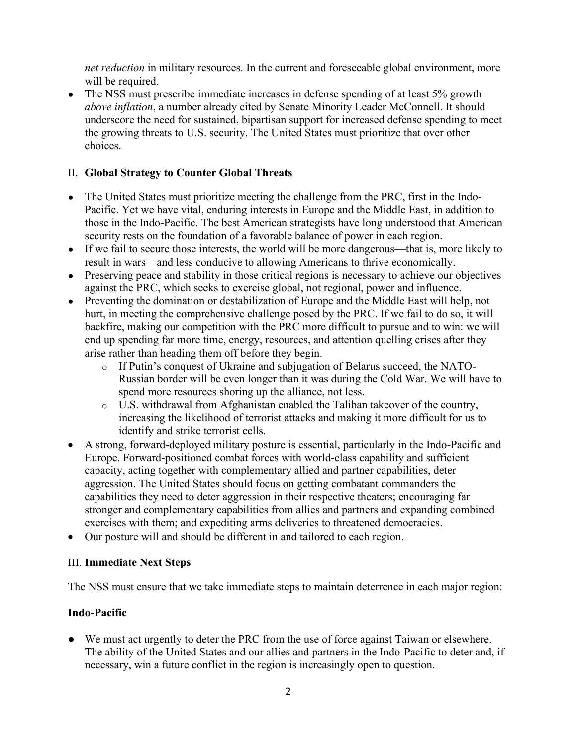*net reduction* in military resources. In the current and foreseeable global environment, more will be required.

- The NSS must prescribe immediate increases in defense spending of at least 5% growth *above inflation*, a number already cited by Senate Minority Leader McConnell. It should underscore the need for sustained, bipartisan support for increased defense spending to meet the growing threats to U.S. security. The United States must prioritize that over other choices.

## II. **Global Strategy to Counter Global Threats**

- The United States must prioritize meeting the challenge from the PRC, first in the Indo-Pacific. Yet we have vital, enduring interests in Europe and the Middle East, in addition to those in the Indo-Pacific. The best American strategists have long understood that American security rests on the foundation of a favorable balance of power in each region.
- If we fail to secure those interests, the world will be more dangerous—that is, more likely to result in wars—and less conducive to allowing Americans to thrive economically.
- Preserving peace and stability in those critical regions is necessary to achieve our objectives against the PRC, which seeks to exercise global, not regional, power and influence.
- Preventing the domination or destabilization of Europe and the Middle East will help, not hurt, in meeting the comprehensive challenge posed by the PRC. If we fail to do so, it will backfire, making our competition with the PRC more difficult to pursue and to win: we will end up spending far more time, energy, resources, and attention quelling crises after they arise rather than heading them off before they begin.
    - If Putin's conquest of Ukraine and subjugation of Belarus succeed, the NATO-Russian border will be even longer than it was during the Cold War. We will have to spend more resources shoring up the alliance, not less.
    - U.S. withdrawal from Afghanistan enabled the Taliban takeover of the country, increasing the likelihood of terrorist attacks and making it more difficult for us to identify and strike terrorist cells.
- A strong, forward-deployed military posture is essential, particularly in the Indo-Pacific and Europe. Forward-positioned combat forces with world-class capability and sufficient capacity, acting together with complementary allied and partner capabilities, deter aggression. The United States should focus on getting combatant commanders the capabilities they need to deter aggression in their respective theaters; encouraging far stronger and complementary capabilities from allies and partners and expanding combined exercises with them; and expediting arms deliveries to threatened democracies.
- Our posture will and should be different in and tailored to each region.

## III. **Immediate Next Steps**

The NSS must ensure that we take immediate steps to maintain deterrence in each major region:

### **Indo-Pacific**

- We must act urgently to deter the PRC from the use of force against Taiwan or elsewhere. The ability of the United States and our allies and partners in the Indo-Pacific to deter and, if necessary, win a future conflict in the region is increasingly open to question.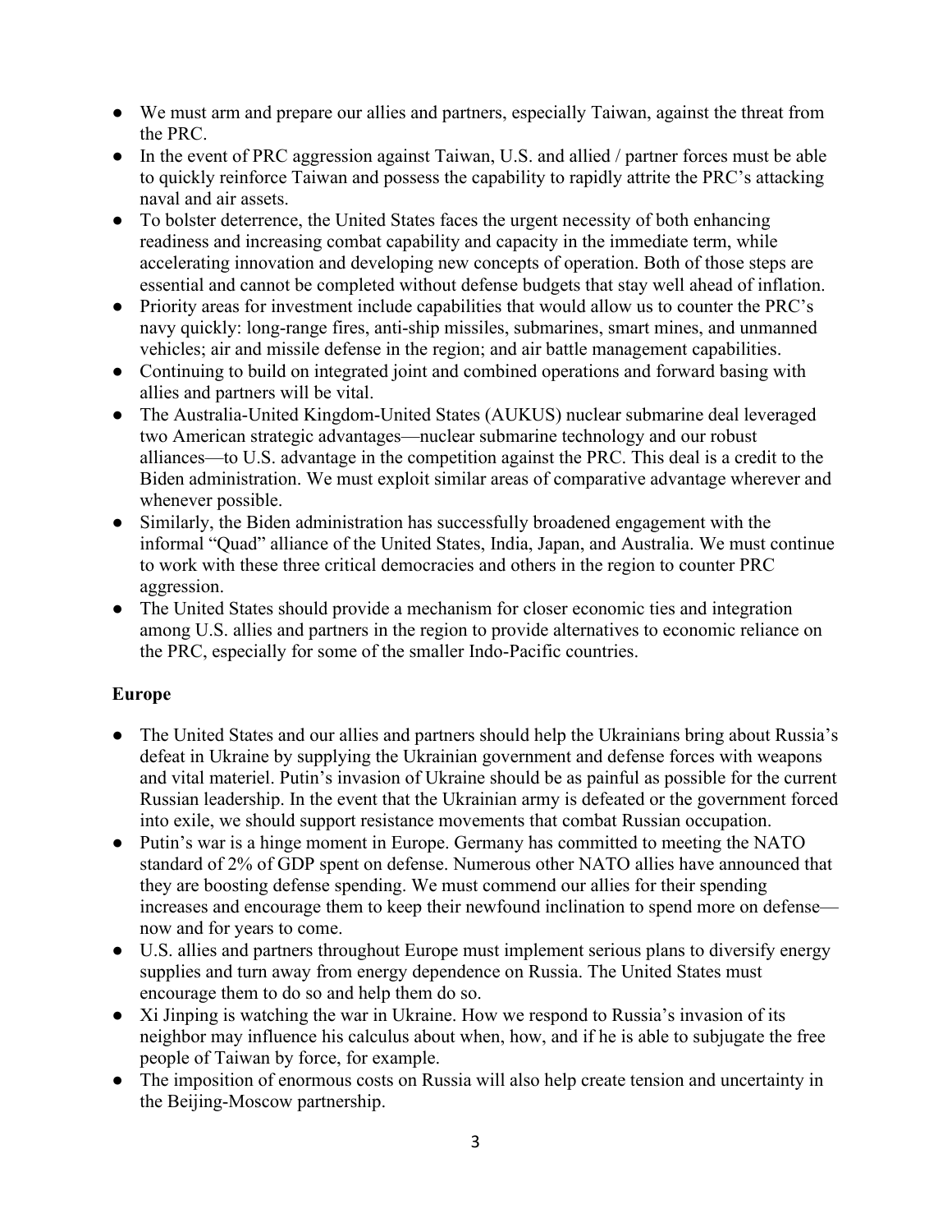- We must arm and prepare our allies and partners, especially Taiwan, against the threat from the PRC.
- In the event of PRC aggression against Taiwan, U.S. and allied / partner forces must be able to quickly reinforce Taiwan and possess the capability to rapidly attrite the PRC's attacking naval and air assets.
- To bolster deterrence, the United States faces the urgent necessity of both enhancing readiness and increasing combat capability and capacity in the immediate term, while accelerating innovation and developing new concepts of operation. Both of those steps are essential and cannot be completed without defense budgets that stay well ahead of inflation.
- Priority areas for investment include capabilities that would allow us to counter the PRC's navy quickly: long-range fires, anti-ship missiles, submarines, smart mines, and unmanned vehicles; air and missile defense in the region; and air battle management capabilities.
- Continuing to build on integrated joint and combined operations and forward basing with allies and partners will be vital.
- The Australia-United Kingdom-United States (AUKUS) nuclear submarine deal leveraged two American strategic advantages—nuclear submarine technology and our robust alliances—to U.S. advantage in the competition against the PRC. This deal is a credit to the Biden administration. We must exploit similar areas of comparative advantage wherever and whenever possible.
- Similarly, the Biden administration has successfully broadened engagement with the informal "Quad" alliance of the United States, India, Japan, and Australia. We must continue to work with these three critical democracies and others in the region to counter PRC aggression.
- The United States should provide a mechanism for closer economic ties and integration among U.S. allies and partners in the region to provide alternatives to economic reliance on the PRC, especially for some of the smaller Indo-Pacific countries.

**Europe**

- The United States and our allies and partners should help the Ukrainians bring about Russia's defeat in Ukraine by supplying the Ukrainian government and defense forces with weapons and vital materiel. Putin's invasion of Ukraine should be as painful as possible for the current Russian leadership. In the event that the Ukrainian army is defeated or the government forced into exile, we should support resistance movements that combat Russian occupation.
- Putin's war is a hinge moment in Europe. Germany has committed to meeting the NATO standard of 2% of GDP spent on defense. Numerous other NATO allies have announced that they are boosting defense spending. We must commend our allies for their spending increases and encourage them to keep their newfound inclination to spend more on defense—now and for years to come.
- U.S. allies and partners throughout Europe must implement serious plans to diversify energy supplies and turn away from energy dependence on Russia. The United States must encourage them to do so and help them do so.
- Xi Jinping is watching the war in Ukraine. How we respond to Russia's invasion of its neighbor may influence his calculus about when, how, and if he is able to subjugate the free people of Taiwan by force, for example.
- The imposition of enormous costs on Russia will also help create tension and uncertainty in the Beijing-Moscow partnership.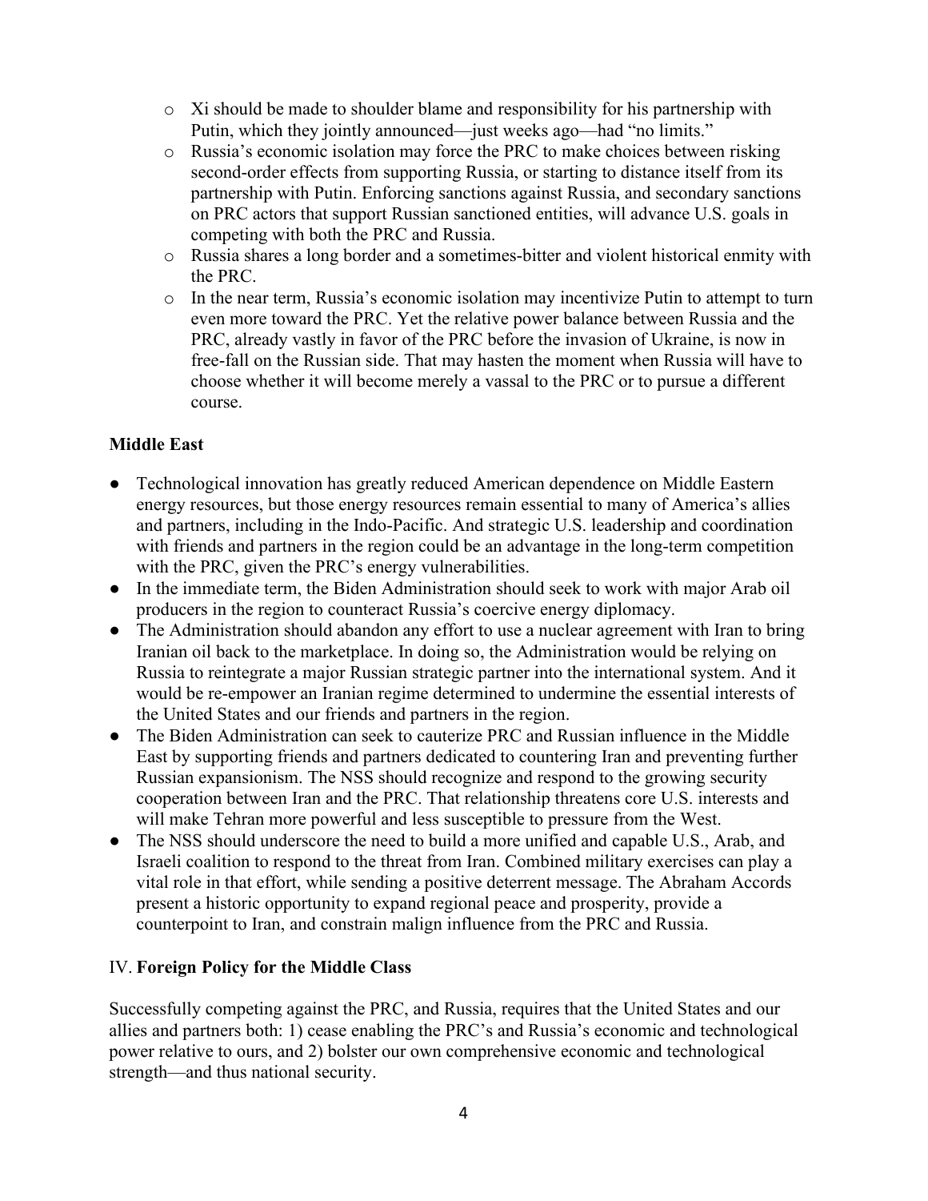- Xi should be made to shoulder blame and responsibility for his partnership with Putin, which they jointly announced—just weeks ago—had "no limits."
- Russia's economic isolation may force the PRC to make choices between risking second-order effects from supporting Russia, or starting to distance itself from its partnership with Putin. Enforcing sanctions against Russia, and secondary sanctions on PRC actors that support Russian sanctioned entities, will advance U.S. goals in competing with both the PRC and Russia.
- Russia shares a long border and a sometimes-bitter and violent historical enmity with the PRC.
- In the near term, Russia's economic isolation may incentivize Putin to attempt to turn even more toward the PRC. Yet the relative power balance between Russia and the PRC, already vastly in favor of the PRC before the invasion of Ukraine, is now in free-fall on the Russian side. That may hasten the moment when Russia will have to choose whether it will become merely a vassal to the PRC or to pursue a different course.

**Middle East**

- Technological innovation has greatly reduced American dependence on Middle Eastern energy resources, but those energy resources remain essential to many of America's allies and partners, including in the Indo-Pacific. And strategic U.S. leadership and coordination with friends and partners in the region could be an advantage in the long-term competition with the PRC, given the PRC's energy vulnerabilities.
- In the immediate term, the Biden Administration should seek to work with major Arab oil producers in the region to counteract Russia's coercive energy diplomacy.
- The Administration should abandon any effort to use a nuclear agreement with Iran to bring Iranian oil back to the marketplace. In doing so, the Administration would be relying on Russia to reintegrate a major Russian strategic partner into the international system. And it would be re-empower an Iranian regime determined to undermine the essential interests of the United States and our friends and partners in the region.
- The Biden Administration can seek to cauterize PRC and Russian influence in the Middle East by supporting friends and partners dedicated to countering Iran and preventing further Russian expansionism. The NSS should recognize and respond to the growing security cooperation between Iran and the PRC. That relationship threatens core U.S. interests and will make Tehran more powerful and less susceptible to pressure from the West.
- The NSS should underscore the need to build a more unified and capable U.S., Arab, and Israeli coalition to respond to the threat from Iran. Combined military exercises can play a vital role in that effort, while sending a positive deterrent message. The Abraham Accords present a historic opportunity to expand regional peace and prosperity, provide a counterpoint to Iran, and constrain malign influence from the PRC and Russia.

## IV. **Foreign Policy for the Middle Class**

Successfully competing against the PRC, and Russia, requires that the United States and our allies and partners both: 1) cease enabling the PRC's and Russia's economic and technological power relative to ours, and 2) bolster our own comprehensive economic and technological strength—and thus national security.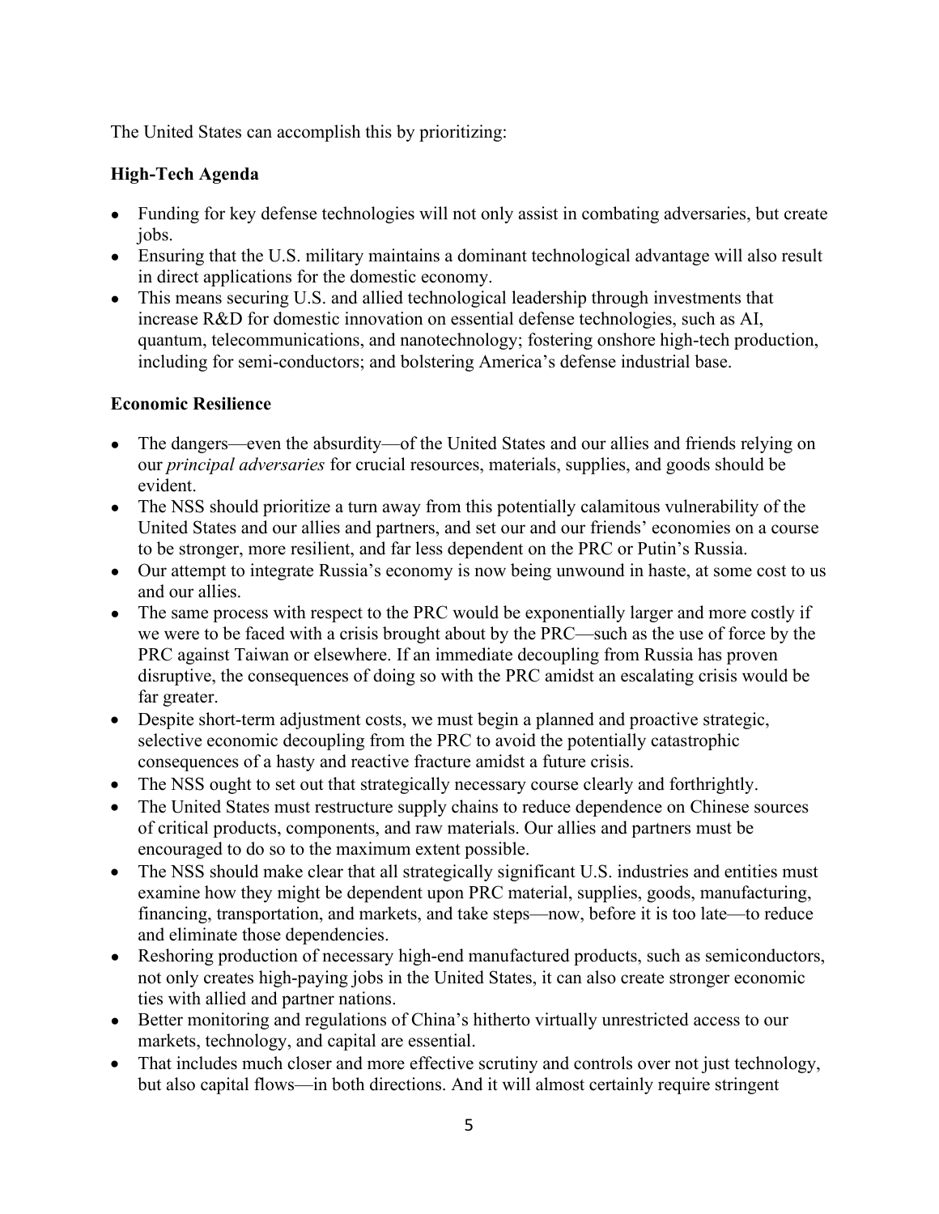The United States can accomplish this by prioritizing:

**High-Tech Agenda**

- Funding for key defense technologies will not only assist in combating adversaries, but create jobs.
- Ensuring that the U.S. military maintains a dominant technological advantage will also result in direct applications for the domestic economy.
- This means securing U.S. and allied technological leadership through investments that increase R&D for domestic innovation on essential defense technologies, such as AI, quantum, telecommunications, and nanotechnology; fostering onshore high-tech production, including for semi-conductors; and bolstering America's defense industrial base.

**Economic Resilience**

- The dangers—even the absurdity—of the United States and our allies and friends relying on our *principal adversaries* for crucial resources, materials, supplies, and goods should be evident.
- The NSS should prioritize a turn away from this potentially calamitous vulnerability of the United States and our allies and partners, and set our and our friends' economies on a course to be stronger, more resilient, and far less dependent on the PRC or Putin's Russia.
- Our attempt to integrate Russia's economy is now being unwound in haste, at some cost to us and our allies.
- The same process with respect to the PRC would be exponentially larger and more costly if we were to be faced with a crisis brought about by the PRC—such as the use of force by the PRC against Taiwan or elsewhere. If an immediate decoupling from Russia has proven disruptive, the consequences of doing so with the PRC amidst an escalating crisis would be far greater.
- Despite short-term adjustment costs, we must begin a planned and proactive strategic, selective economic decoupling from the PRC to avoid the potentially catastrophic consequences of a hasty and reactive fracture amidst a future crisis.
- The NSS ought to set out that strategically necessary course clearly and forthrightly.
- The United States must restructure supply chains to reduce dependence on Chinese sources of critical products, components, and raw materials. Our allies and partners must be encouraged to do so to the maximum extent possible.
- The NSS should make clear that all strategically significant U.S. industries and entities must examine how they might be dependent upon PRC material, supplies, goods, manufacturing, financing, transportation, and markets, and take steps—now, before it is too late—to reduce and eliminate those dependencies.
- Reshoring production of necessary high-end manufactured products, such as semiconductors, not only creates high-paying jobs in the United States, it also create stronger economic ties with allied and partner nations.
- Better monitoring and regulations of China's hitherto virtually unrestricted access to our markets, technology, and capital are essential.
- That includes much closer and more effective scrutiny and controls over not just technology, but also capital flows—in both directions. And it will almost certainly require stringent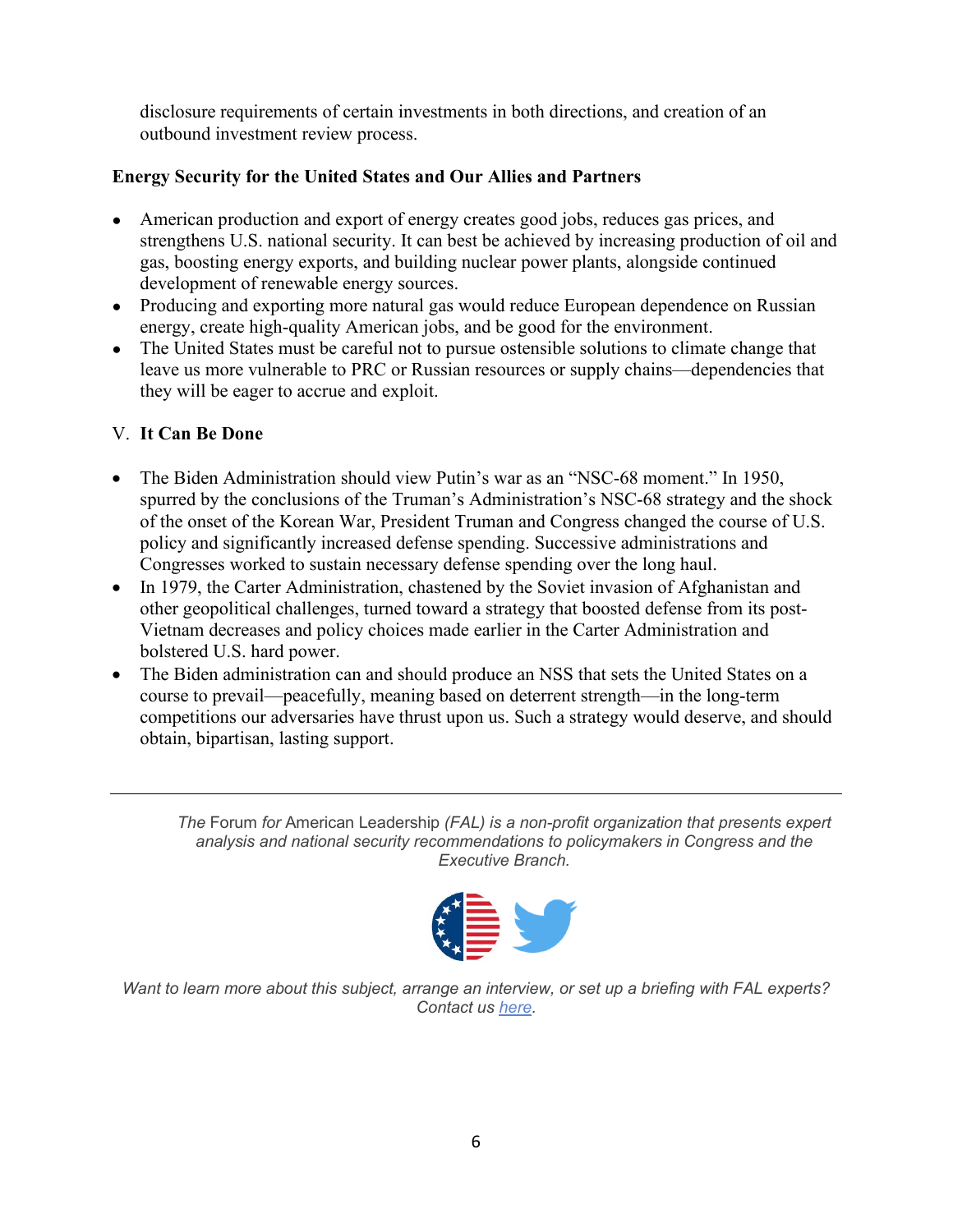disclosure requirements of certain investments in both directions, and creation of an outbound investment review process.

**Energy Security for the United States and Our Allies and Partners**

- American production and export of energy creates good jobs, reduces gas prices, and strengthens U.S. national security. It can best be achieved by increasing production of oil and gas, boosting energy exports, and building nuclear power plants, alongside continued development of renewable energy sources.
- Producing and exporting more natural gas would reduce European dependence on Russian energy, create high-quality American jobs, and be good for the environment.
- The United States must be careful not to pursue ostensible solutions to climate change that leave us more vulnerable to PRC or Russian resources or supply chains—dependencies that they will be eager to accrue and exploit.

## V. It Can Be Done

- The Biden Administration should view Putin's war as an "NSC-68 moment." In 1950, spurred by the conclusions of the Truman's Administration's NSC-68 strategy and the shock of the onset of the Korean War, President Truman and Congress changed the course of U.S. policy and significantly increased defense spending. Successive administrations and Congresses worked to sustain necessary defense spending over the long haul.
- In 1979, the Carter Administration, chastened by the Soviet invasion of Afghanistan and other geopolitical challenges, turned toward a strategy that boosted defense from its post-Vietnam decreases and policy choices made earlier in the Carter Administration and bolstered U.S. hard power.
- The Biden administration can and should produce an NSS that sets the United States on a course to prevail—peacefully, meaning based on deterrent strength—in the long-term competitions our adversaries have thrust upon us. Such a strategy would deserve, and should obtain, bipartisan, lasting support.

---

*The* Forum *for* American Leadership *(FAL) is a non-profit organization that presents expert analysis and national security recommendations to policymakers in Congress and the Executive Branch.*

*Want to learn more about this subject, arrange an interview, or set up a briefing with FAL experts? Contact us [here](here).*